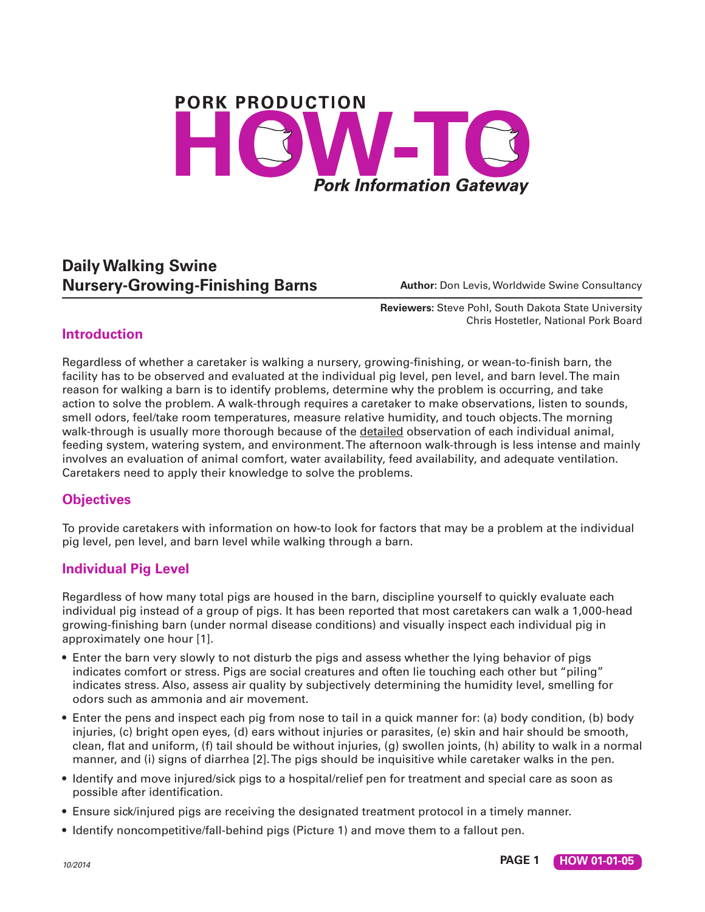# PORK PRODUCTION HOW-TO

*Pork Information Gateway*

## Daily Walking Swine Nursery-Growing-Finishing Barns

**Author:** Don Levis, Worldwide Swine Consultancy

**Reviewers:** Steve Pohl, South Dakota State University
Chris Hostetler, National Pork Board

## Introduction

Regardless of whether a caretaker is walking a nursery, growing-finishing, or wean-to-finish barn, the facility has to be observed and evaluated at the individual pig level, pen level, and barn level. The main reason for walking a barn is to identify problems, determine why the problem is occurring, and take action to solve the problem. A walk-through requires a caretaker to make observations, listen to sounds, smell odors, feel/take room temperatures, measure relative humidity, and touch objects. The morning walk-through is usually more thorough because of the detailed observation of each individual animal, feeding system, watering system, and environment. The afternoon walk-through is less intense and mainly involves an evaluation of animal comfort, water availability, feed availability, and adequate ventilation. Caretakers need to apply their knowledge to solve the problems.

## Objectives

To provide caretakers with information on how-to look for factors that may be a problem at the individual pig level, pen level, and barn level while walking through a barn.

## Individual Pig Level

Regardless of how many total pigs are housed in the barn, discipline yourself to quickly evaluate each individual pig instead of a group of pigs. It has been reported that most caretakers can walk a 1,000-head growing-finishing barn (under normal disease conditions) and visually inspect each individual pig in approximately one hour [1].

- Enter the barn very slowly to not disturb the pigs and assess whether the lying behavior of pigs indicates comfort or stress. Pigs are social creatures and often lie touching each other but "piling" indicates stress. Also, assess air quality by subjectively determining the humidity level, smelling for odors such as ammonia and air movement.
- Enter the pens and inspect each pig from nose to tail in a quick manner for: (a) body condition, (b) body injuries, (c) bright open eyes, (d) ears without injuries or parasites, (e) skin and hair should be smooth, clean, flat and uniform, (f) tail should be without injuries, (g) swollen joints, (h) ability to walk in a normal manner, and (i) signs of diarrhea [2]. The pigs should be inquisitive while caretaker walks in the pen.
- Identify and move injured/sick pigs to a hospital/relief pen for treatment and special care as soon as possible after identification.
- Ensure sick/injured pigs are receiving the designated treatment protocol in a timely manner.
- Identify noncompetitive/fall-behind pigs (Picture 1) and move them to a fallout pen.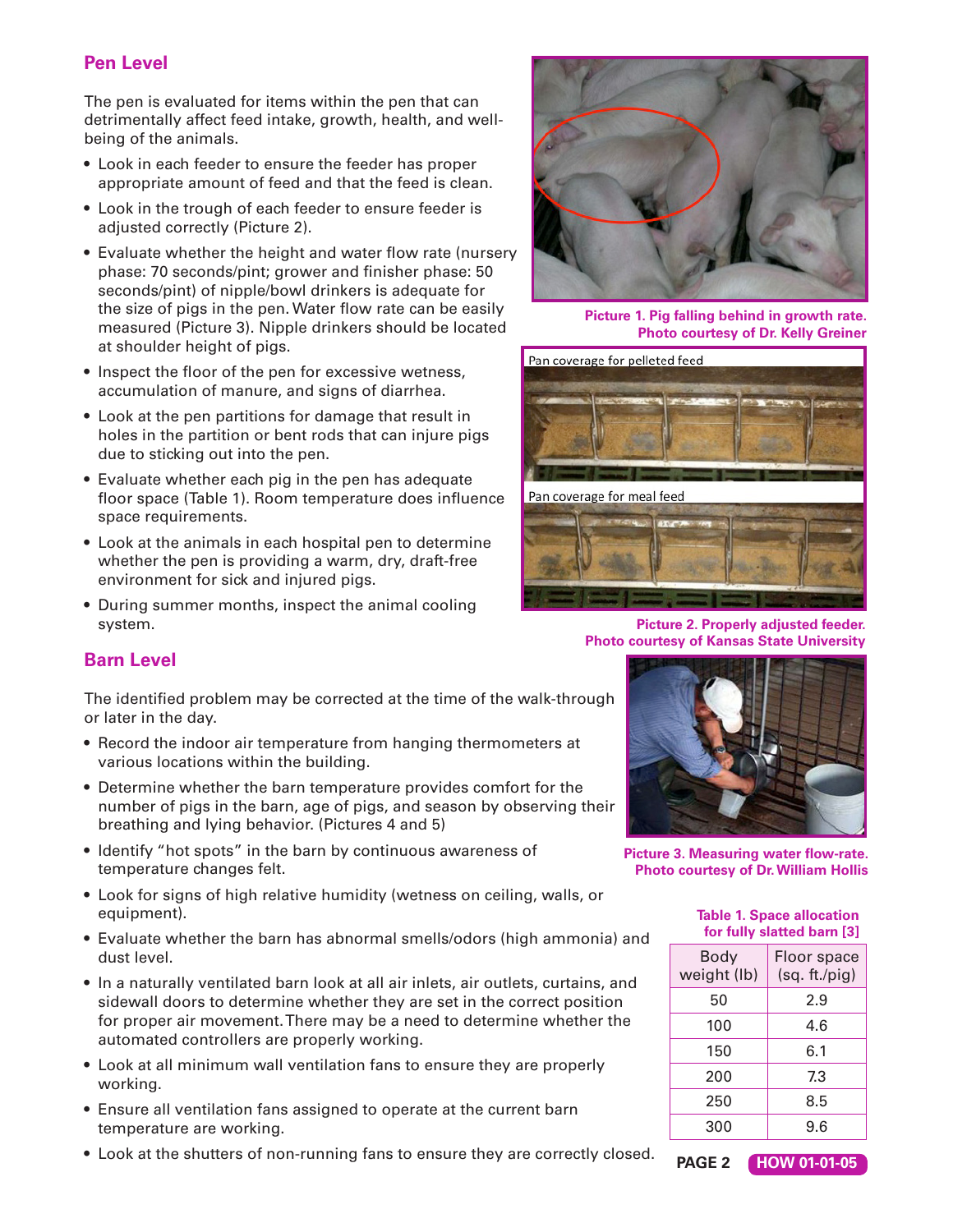## Pen Level

The pen is evaluated for items within the pen that can detrimentally affect feed intake, growth, health, and well-being of the animals.

- Look in each feeder to ensure the feeder has proper appropriate amount of feed and that the feed is clean.
- Look in the trough of each feeder to ensure feeder is adjusted correctly (Picture 2).
- Evaluate whether the height and water flow rate (nursery phase: 70 seconds/pint; grower and finisher phase: 50 seconds/pint) of nipple/bowl drinkers is adequate for the size of pigs in the pen. Water flow rate can be easily measured (Picture 3). Nipple drinkers should be located at shoulder height of pigs.
- Inspect the floor of the pen for excessive wetness, accumulation of manure, and signs of diarrhea.
- Look at the pen partitions for damage that result in holes in the partition or bent rods that can injure pigs due to sticking out into the pen.
- Evaluate whether each pig in the pen has adequate floor space (Table 1). Room temperature does influence space requirements.
- Look at the animals in each hospital pen to determine whether the pen is providing a warm, dry, draft-free environment for sick and injured pigs.
- During summer months, inspect the animal cooling system.

Picture 1. Pig falling behind in growth rate. Photo courtesy of Dr. Kelly Greiner

Pan coverage for pelleted feed

Pan coverage for meal feed

Picture 2. Properly adjusted feeder. Photo courtesy of Kansas State University

## Barn Level

The identified problem may be corrected at the time of the walk-through or later in the day.

- Record the indoor air temperature from hanging thermometers at various locations within the building.
- Determine whether the barn temperature provides comfort for the number of pigs in the barn, age of pigs, and season by observing their breathing and lying behavior. (Pictures 4 and 5)
- Identify "hot spots" in the barn by continuous awareness of temperature changes felt.
- Look for signs of high relative humidity (wetness on ceiling, walls, or equipment).
- Evaluate whether the barn has abnormal smells/odors (high ammonia) and dust level.
- In a naturally ventilated barn look at all air inlets, air outlets, curtains, and sidewall doors to determine whether they are set in the correct position for proper air movement. There may be a need to determine whether the automated controllers are properly working.
- Look at all minimum wall ventilation fans to ensure they are properly working.
- Ensure all ventilation fans assigned to operate at the current barn temperature are working.
- Look at the shutters of non-running fans to ensure they are correctly closed.

Picture 3. Measuring water flow-rate. Photo courtesy of Dr. William Hollis

Table 1. Space allocation for fully slatted barn [3]

| Body weight (lb) | Floor space (sq. ft./pig) |
|---|---|
| 50 | 2.9 |
| 100 | 4.6 |
| 150 | 6.1 |
| 200 | 7.3 |
| 250 | 8.5 |
| 300 | 9.6 |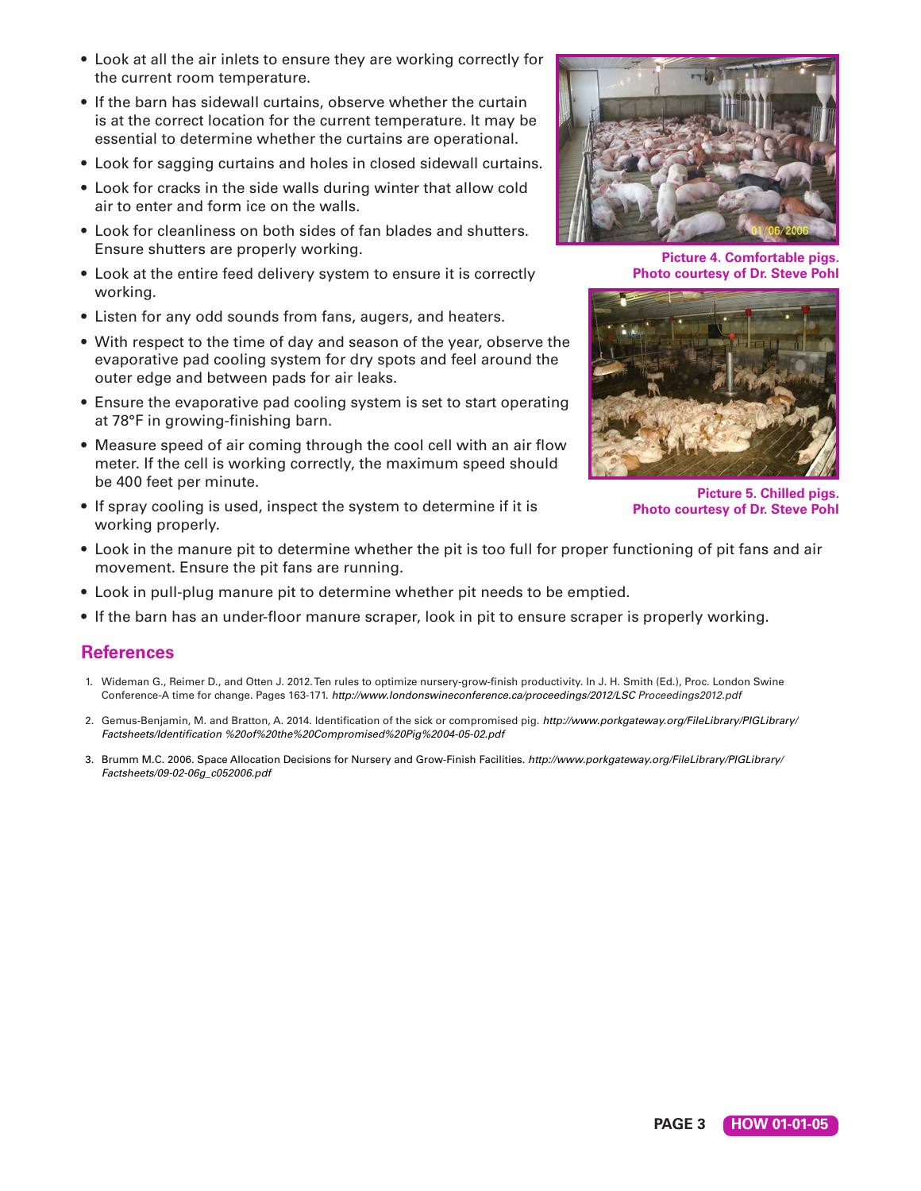- Look at all the air inlets to ensure they are working correctly for the current room temperature.
- If the barn has sidewall curtains, observe whether the curtain is at the correct location for the current temperature. It may be essential to determine whether the curtains are operational.
- Look for sagging curtains and holes in closed sidewall curtains.
- Look for cracks in the side walls during winter that allow cold air to enter and form ice on the walls.
- Look for cleanliness on both sides of fan blades and shutters. Ensure shutters are properly working.
- Look at the entire feed delivery system to ensure it is correctly working.
- Listen for any odd sounds from fans, augers, and heaters.
- With respect to the time of day and season of the year, observe the evaporative pad cooling system for dry spots and feel around the outer edge and between pads for air leaks.
- Ensure the evaporative pad cooling system is set to start operating at 78°F in growing-finishing barn.
- Measure speed of air coming through the cool cell with an air flow meter. If the cell is working correctly, the maximum speed should be 400 feet per minute.
- If spray cooling is used, inspect the system to determine if it is working properly.
- Look in the manure pit to determine whether the pit is too full for proper functioning of pit fans and air movement. Ensure the pit fans are running.
- Look in pull-plug manure pit to determine whether pit needs to be emptied.
- If the barn has an under-floor manure scraper, look in pit to ensure scraper is properly working.

**Picture 4. Comfortable pigs.**
**Photo courtesy of Dr. Steve Pohl**

**Picture 5. Chilled pigs.**
**Photo courtesy of Dr. Steve Pohl**

## References

1. Wideman G., Reimer D., and Otten J. 2012. Ten rules to optimize nursery-grow-finish productivity. In J. H. Smith (Ed.), Proc. London Swine Conference-A time for change. Pages 163-171. *http://www.londonswineconference.ca/proceedings/2012/LSC Proceedings2012.pdf*
2. Gemus-Benjamin, M. and Bratton, A. 2014. Identification of the sick or compromised pig. *http://www.porkgateway.org/FileLibrary/PIGLibrary/Factsheets/Identification %20of%20the%20Compromised%20Pig%2004-05-02.pdf*
3. Brumm M.C. 2006. Space Allocation Decisions for Nursery and Grow-Finish Facilities. *http://www.porkgateway.org/FileLibrary/PIGLibrary/Factsheets/09-02-06g_c052006.pdf*